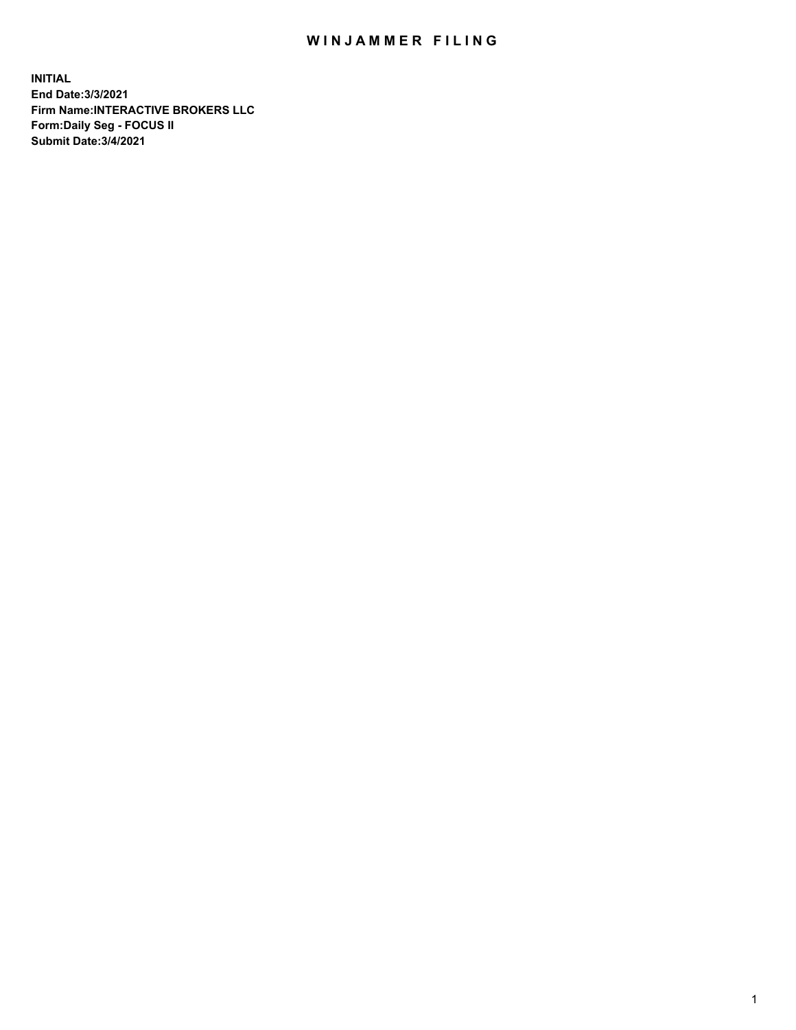# WINJAMMER FILING

**INITIAL**
**End Date:3/3/2021**
**Firm Name:INTERACTIVE BROKERS LLC**
**Form:Daily Seg - FOCUS II**
**Submit Date:3/4/2021**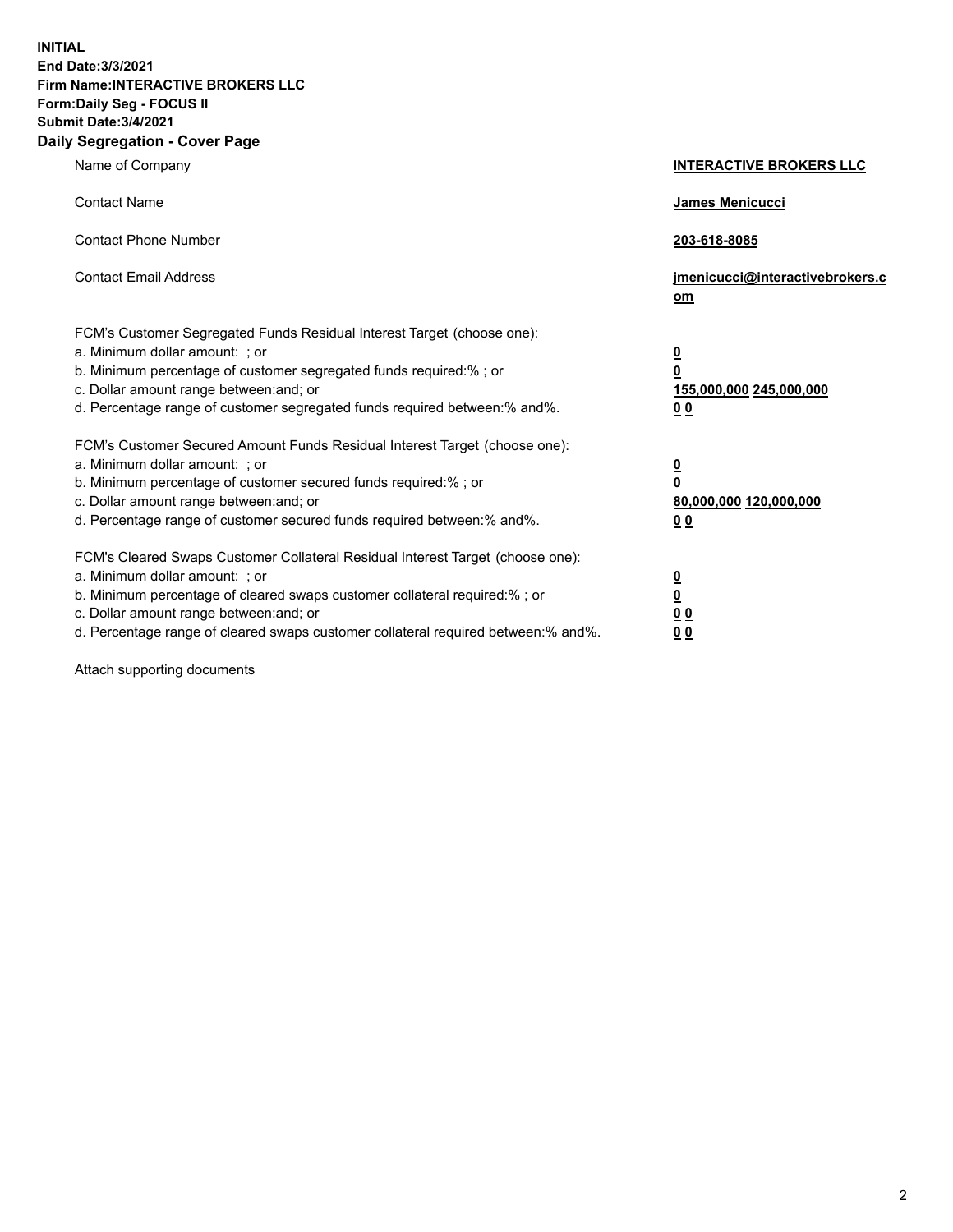**INITIAL**
**End Date:3/3/2021**
**Firm Name:INTERACTIVE BROKERS LLC**
**Form:Daily Seg - FOCUS II**
**Submit Date:3/4/2021**
**Daily Segregation - Cover Page**

| | |
|---|---|
| Name of Company | **INTERACTIVE BROKERS LLC** |
| Contact Name | **James Menicucci** |
| Contact Phone Number | **203-618-8085** |
| Contact Email Address | **jmenicucci@interactivebrokers.com** |

FCM's Customer Segregated Funds Residual Interest Target (choose one):

| | |
|---|---|
| a. Minimum dollar amount: ; or | **0** |
| b. Minimum percentage of customer segregated funds required:% ; or | **0** |
| c. Dollar amount range between:and; or | **155,000,000 245,000,000** |
| d. Percentage range of customer segregated funds required between:% and%. | **0 0** |

FCM's Customer Secured Amount Funds Residual Interest Target (choose one):

| | |
|---|---|
| a. Minimum dollar amount: ; or | **0** |
| b. Minimum percentage of customer secured funds required:% ; or | **0** |
| c. Dollar amount range between:and; or | **80,000,000 120,000,000** |
| d. Percentage range of customer secured funds required between:% and%. | **0 0** |

FCM's Cleared Swaps Customer Collateral Residual Interest Target (choose one):

| | |
|---|---|
| a. Minimum dollar amount: ; or | **0** |
| b. Minimum percentage of cleared swaps customer collateral required:% ; or | **0** |
| c. Dollar amount range between:and; or | **0 0** |
| d. Percentage range of cleared swaps customer collateral required between:% and%. | **0 0** |

Attach supporting documents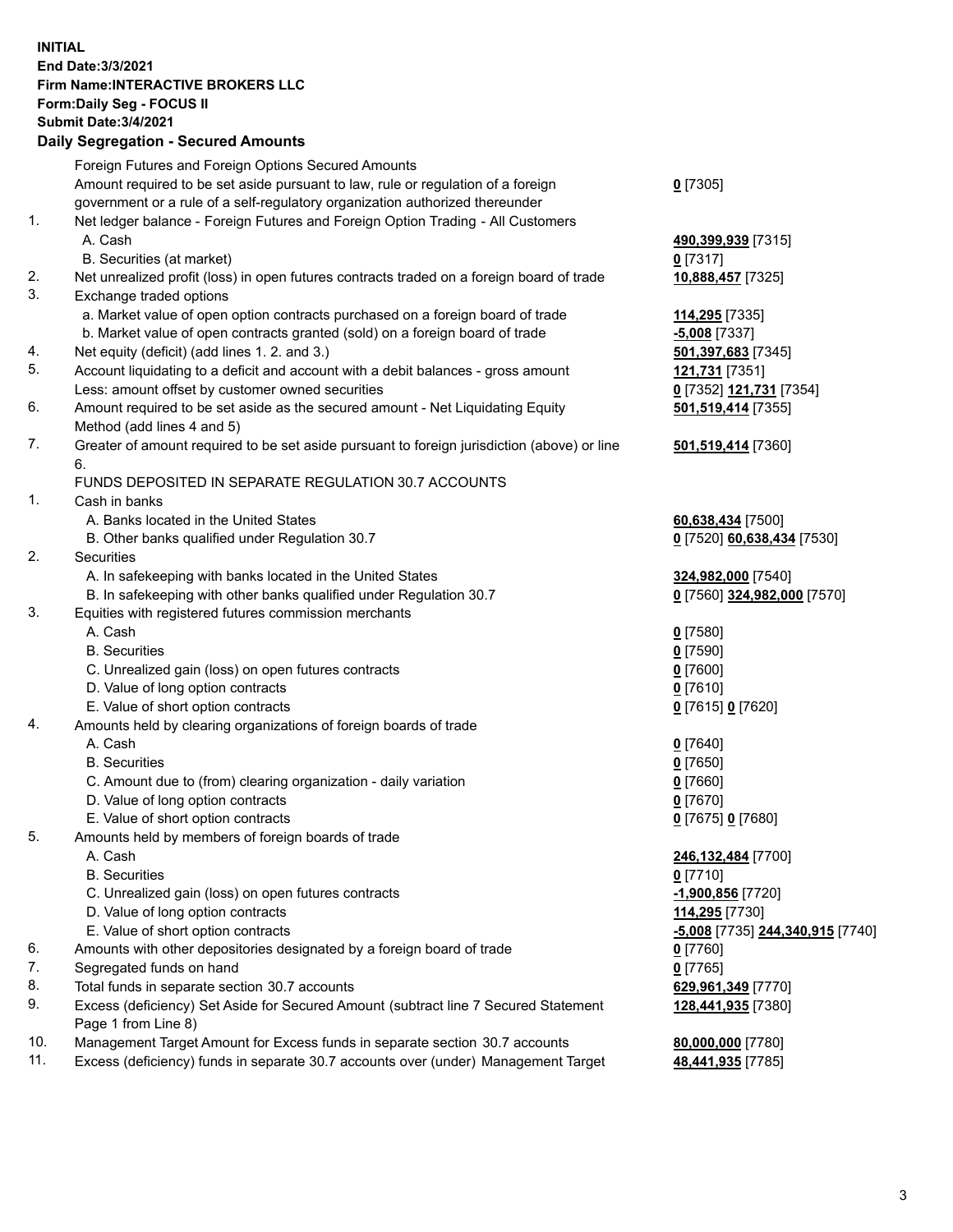**INITIAL**
**End Date:3/3/2021**
**Firm Name:INTERACTIVE BROKERS LLC**
**Form:Daily Seg - FOCUS II**
**Submit Date:3/4/2021**

## Daily Segregation - Secured Amounts

| | | |
|---|---|---|
| | Foreign Futures and Foreign Options Secured Amounts | |
| | Amount required to be set aside pursuant to law, rule or regulation of a foreign government or a rule of a self-regulatory organization authorized thereunder | **0** [7305] |
| 1. | Net ledger balance - Foreign Futures and Foreign Option Trading - All Customers | |
| | A. Cash | **490,399,939** [7315] |
| | B. Securities (at market) | **0** [7317] |
| 2. | Net unrealized profit (loss) in open futures contracts traded on a foreign board of trade | **10,888,457** [7325] |
| 3. | Exchange traded options | |
| | a. Market value of open option contracts purchased on a foreign board of trade | **114,295** [7335] |
| | b. Market value of open contracts granted (sold) on a foreign board of trade | **-5,008** [7337] |
| 4. | Net equity (deficit) (add lines 1. 2. and 3.) | **501,397,683** [7345] |
| 5. | Account liquidating to a deficit and account with a debit balances - gross amount | **121,731** [7351] |
| | Less: amount offset by customer owned securities | **0** [7352] **121,731** [7354] |
| 6. | Amount required to be set aside as the secured amount - Net Liquidating Equity Method (add lines 4 and 5) | **501,519,414** [7355] |
| 7. | Greater of amount required to be set aside pursuant to foreign jurisdiction (above) or line 6. | **501,519,414** [7360] |
| | FUNDS DEPOSITED IN SEPARATE REGULATION 30.7 ACCOUNTS | |
| 1. | Cash in banks | |
| | A. Banks located in the United States | **60,638,434** [7500] |
| | B. Other banks qualified under Regulation 30.7 | **0** [7520] **60,638,434** [7530] |
| 2. | Securities | |
| | A. In safekeeping with banks located in the United States | **324,982,000** [7540] |
| | B. In safekeeping with other banks qualified under Regulation 30.7 | **0** [7560] **324,982,000** [7570] |
| 3. | Equities with registered futures commission merchants | |
| | A. Cash | **0** [7580] |
| | B. Securities | **0** [7590] |
| | C. Unrealized gain (loss) on open futures contracts | **0** [7600] |
| | D. Value of long option contracts | **0** [7610] |
| | E. Value of short option contracts | **0** [7615] **0** [7620] |
| 4. | Amounts held by clearing organizations of foreign boards of trade | |
| | A. Cash | **0** [7640] |
| | B. Securities | **0** [7650] |
| | C. Amount due to (from) clearing organization - daily variation | **0** [7660] |
| | D. Value of long option contracts | **0** [7670] |
| | E. Value of short option contracts | **0** [7675] **0** [7680] |
| 5. | Amounts held by members of foreign boards of trade | |
| | A. Cash | **246,132,484** [7700] |
| | B. Securities | **0** [7710] |
| | C. Unrealized gain (loss) on open futures contracts | **-1,900,856** [7720] |
| | D. Value of long option contracts | **114,295** [7730] |
| | E. Value of short option contracts | **-5,008** [7735] **244,340,915** [7740] |
| 6. | Amounts with other depositories designated by a foreign board of trade | **0** [7760] |
| 7. | Segregated funds on hand | **0** [7765] |
| 8. | Total funds in separate section 30.7 accounts | **629,961,349** [7770] |
| 9. | Excess (deficiency) Set Aside for Secured Amount (subtract line 7 Secured Statement Page 1 from Line 8) | **128,441,935** [7380] |
| 10. | Management Target Amount for Excess funds in separate section 30.7 accounts | **80,000,000** [7780] |
| 11. | Excess (deficiency) funds in separate 30.7 accounts over (under) Management Target | **48,441,935** [7785] |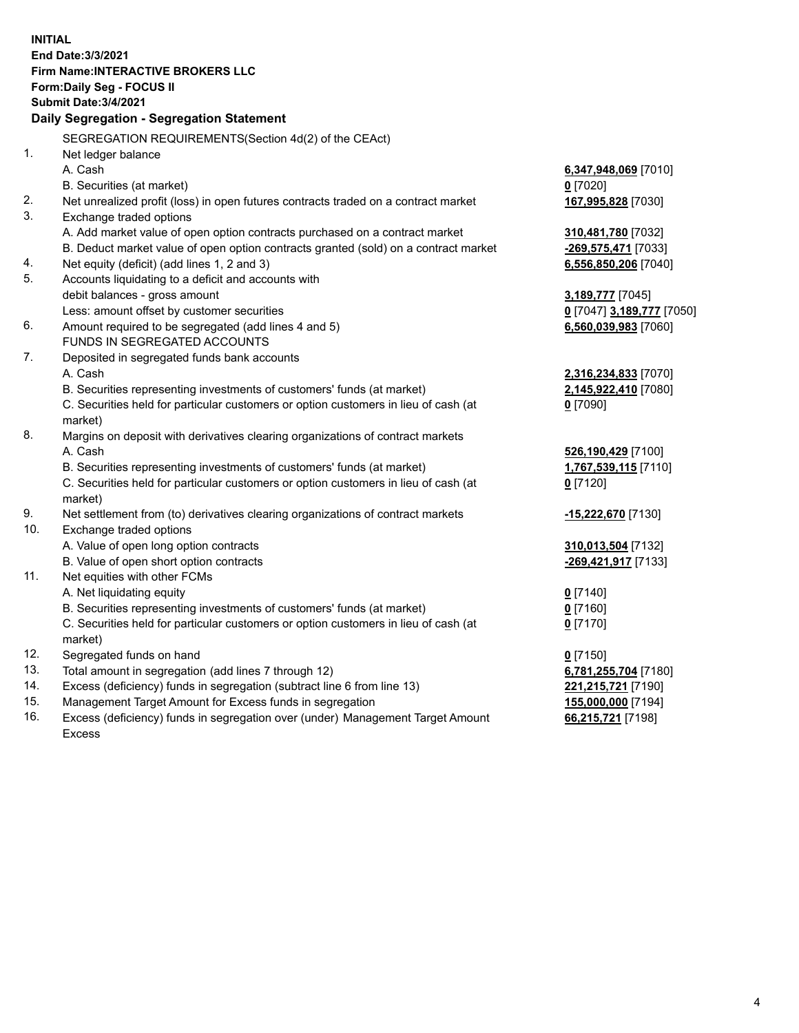**INITIAL**
**End Date:3/3/2021**
**Firm Name:INTERACTIVE BROKERS LLC**
**Form:Daily Seg - FOCUS II**
**Submit Date:3/4/2021**

**Daily Segregation - Segregation Statement**

SEGREGATION REQUIREMENTS(Section 4d(2) of the CEAct)

| | | |
|---|---|---|
| 1. | Net ledger balance | |
| | A. Cash | **6,347,948,069** [7010] |
| | B. Securities (at market) | **0** [7020] |
| 2. | Net unrealized profit (loss) in open futures contracts traded on a contract market | **167,995,828** [7030] |
| 3. | Exchange traded options | |
| | A. Add market value of open option contracts purchased on a contract market | **310,481,780** [7032] |
| | B. Deduct market value of open option contracts granted (sold) on a contract market | **-269,575,471** [7033] |
| 4. | Net equity (deficit) (add lines 1, 2 and 3) | **6,556,850,206** [7040] |
| 5. | Accounts liquidating to a deficit and accounts with debit balances - gross amount | **3,189,777** [7045] |
| | Less: amount offset by customer securities | **0** [7047] **3,189,777** [7050] |
| 6. | Amount required to be segregated (add lines 4 and 5) | **6,560,039,983** [7060] |
| | FUNDS IN SEGREGATED ACCOUNTS | |
| 7. | Deposited in segregated funds bank accounts | |
| | A. Cash | **2,316,234,833** [7070] |
| | B. Securities representing investments of customers' funds (at market) | **2,145,922,410** [7080] |
| | C. Securities held for particular customers or option customers in lieu of cash (at market) | **0** [7090] |
| 8. | Margins on deposit with derivatives clearing organizations of contract markets | |
| | A. Cash | **526,190,429** [7100] |
| | B. Securities representing investments of customers' funds (at market) | **1,767,539,115** [7110] |
| | C. Securities held for particular customers or option customers in lieu of cash (at market) | **0** [7120] |
| 9. | Net settlement from (to) derivatives clearing organizations of contract markets | **-15,222,670** [7130] |
| 10. | Exchange traded options | |
| | A. Value of open long option contracts | **310,013,504** [7132] |
| | B. Value of open short option contracts | **-269,421,917** [7133] |
| 11. | Net equities with other FCMs | |
| | A. Net liquidating equity | **0** [7140] |
| | B. Securities representing investments of customers' funds (at market) | **0** [7160] |
| | C. Securities held for particular customers or option customers in lieu of cash (at market) | **0** [7170] |
| 12. | Segregated funds on hand | **0** [7150] |
| 13. | Total amount in segregation (add lines 7 through 12) | **6,781,255,704** [7180] |
| 14. | Excess (deficiency) funds in segregation (subtract line 6 from line 13) | **221,215,721** [7190] |
| 15. | Management Target Amount for Excess funds in segregation | **155,000,000** [7194] |
| 16. | Excess (deficiency) funds in segregation over (under) Management Target Amount Excess | **66,215,721** [7198] |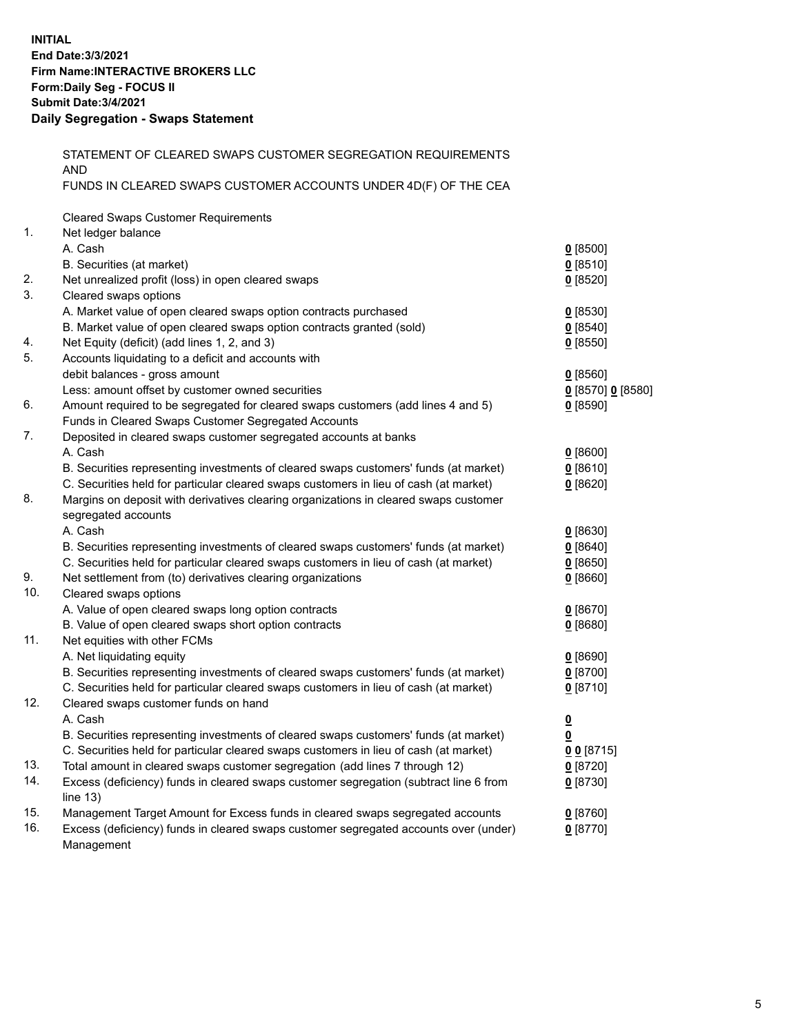**INITIAL**
**End Date:3/3/2021**
**Firm Name:INTERACTIVE BROKERS LLC**
**Form:Daily Seg - FOCUS II**
**Submit Date:3/4/2021**
**Daily Segregation - Swaps Statement**

STATEMENT OF CLEARED SWAPS CUSTOMER SEGREGATION REQUIREMENTS AND FUNDS IN CLEARED SWAPS CUSTOMER ACCOUNTS UNDER 4D(F) OF THE CEA

Cleared Swaps Customer Requirements

| | | |
|---|---|---|
| 1. | Net ledger balance | |
| | A. Cash | 0 [8500] |
| | B. Securities (at market) | 0 [8510] |
| 2. | Net unrealized profit (loss) in open cleared swaps | 0 [8520] |
| 3. | Cleared swaps options | |
| | A. Market value of open cleared swaps option contracts purchased | 0 [8530] |
| | B. Market value of open cleared swaps option contracts granted (sold) | 0 [8540] |
| 4. | Net Equity (deficit) (add lines 1, 2, and 3) | 0 [8550] |
| 5. | Accounts liquidating to a deficit and accounts with debit balances - gross amount | 0 [8560] |
| | Less: amount offset by customer owned securities | 0 [8570] 0 [8580] |
| 6. | Amount required to be segregated for cleared swaps customers (add lines 4 and 5) | 0 [8590] |
| | Funds in Cleared Swaps Customer Segregated Accounts | |
| 7. | Deposited in cleared swaps customer segregated accounts at banks | |
| | A. Cash | 0 [8600] |
| | B. Securities representing investments of cleared swaps customers' funds (at market) | 0 [8610] |
| | C. Securities held for particular cleared swaps customers in lieu of cash (at market) | 0 [8620] |
| 8. | Margins on deposit with derivatives clearing organizations in cleared swaps customer segregated accounts | |
| | A. Cash | 0 [8630] |
| | B. Securities representing investments of cleared swaps customers' funds (at market) | 0 [8640] |
| | C. Securities held for particular cleared swaps customers in lieu of cash (at market) | 0 [8650] |
| 9. | Net settlement from (to) derivatives clearing organizations | 0 [8660] |
| 10. | Cleared swaps options | |
| | A. Value of open cleared swaps long option contracts | 0 [8670] |
| | B. Value of open cleared swaps short option contracts | 0 [8680] |
| 11. | Net equities with other FCMs | |
| | A. Net liquidating equity | 0 [8690] |
| | B. Securities representing investments of cleared swaps customers' funds (at market) | 0 [8700] |
| | C. Securities held for particular cleared swaps customers in lieu of cash (at market) | 0 [8710] |
| 12. | Cleared swaps customer funds on hand | |
| | A. Cash | 0 |
| | B. Securities representing investments of cleared swaps customers' funds (at market) | 0 |
| | C. Securities held for particular cleared swaps customers in lieu of cash (at market) | 0 0 [8715] |
| 13. | Total amount in cleared swaps customer segregation (add lines 7 through 12) | 0 [8720] |
| 14. | Excess (deficiency) funds in cleared swaps customer segregation (subtract line 6 from line 13) | 0 [8730] |
| 15. | Management Target Amount for Excess funds in cleared swaps segregated accounts | 0 [8760] |
| 16. | Excess (deficiency) funds in cleared swaps customer segregated accounts over (under) Management | 0 [8770] |